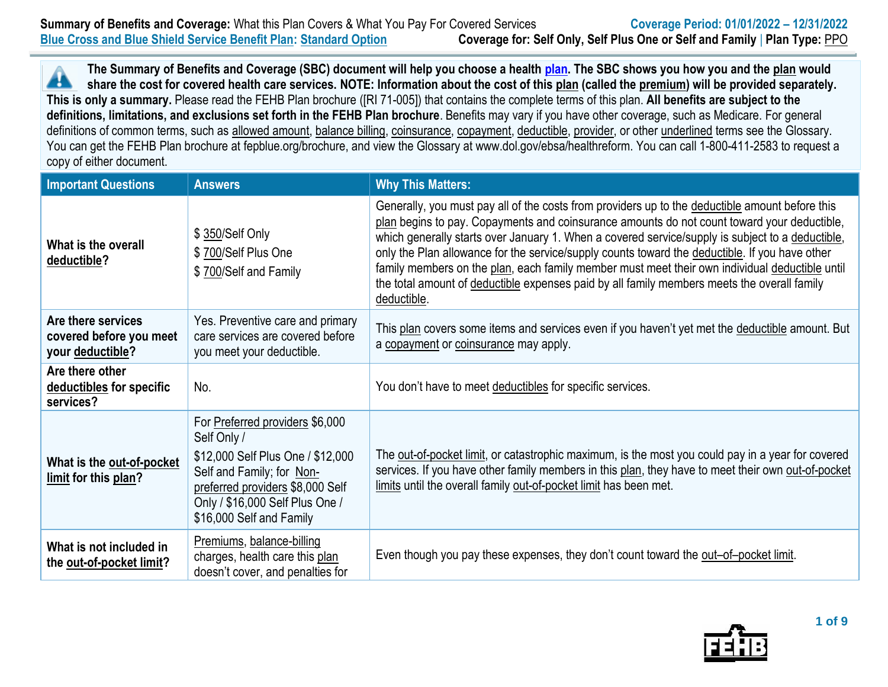**Summary of Benefits and Coverage:** What this Plan Covers & What You Pay For Covered Services

**Coverage Period: 01/01/2022 – 12/31/2022**

**Blue Cross and Blue Shield Service Benefit Plan: Standard Option**

**Coverage for: Self Only, Self Plus One or Self and Family | Plan Type: PPO**

**The Summary of Benefits and Coverage (SBC) document will help you choose a health plan. The SBC shows you how you and the plan would share the cost for covered health care services. NOTE: Information about the cost of this plan (called the premium) will be provided separately. This is only a summary.** Please read the FEHB Plan brochure ([RI 71-005]) that contains the complete terms of this plan. **All benefits are subject to the definitions, limitations, and exclusions set forth in the FEHB Plan brochure**. Benefits may vary if you have other coverage, such as Medicare. For general definitions of common terms, such as allowed amount, balance billing, coinsurance, copayment, deductible, provider, or other underlined terms see the Glossary. You can get the FEHB Plan brochure at fepblue.org/brochure, and view the Glossary at www.dol.gov/ebsa/healthreform. You can call 1-800-411-2583 to request a copy of either document.

| Important Questions | Answers | Why This Matters: |
|---|---|---|
| **What is the overall deductible?** | $ 350/Self Only<br>$ 700/Self Plus One<br>$ 700/Self and Family | Generally, you must pay all of the costs from providers up to the deductible amount before this plan begins to pay. Copayments and coinsurance amounts do not count toward your deductible, which generally starts over January 1. When a covered service/supply is subject to a deductible, only the Plan allowance for the service/supply counts toward the deductible. If you have other family members on the plan, each family member must meet their own individual deductible until the total amount of deductible expenses paid by all family members meets the overall family deductible. |
| **Are there services covered before you meet your deductible?** | Yes. Preventive care and primary care services are covered before you meet your deductible. | This plan covers some items and services even if you haven't yet met the deductible amount. But a copayment or coinsurance may apply. |
| **Are there other deductibles for specific services?** | No. | You don't have to meet deductibles for specific services. |
| **What is the out-of-pocket limit for this plan?** | For Preferred providers $6,000 Self Only /<br>$12,000 Self Plus One / $12,000 Self and Family; for Non-preferred providers $8,000 Self Only / $16,000 Self Plus One / $16,000 Self and Family | The out-of-pocket limit, or catastrophic maximum, is the most you could pay in a year for covered services. If you have other family members in this plan, they have to meet their own out-of-pocket limits until the overall family out-of-pocket limit has been met. |
| **What is not included in the out-of-pocket limit?** | Premiums, balance-billing charges, health care this plan doesn't cover, and penalties for | Even though you pay these expenses, they don't count toward the out–of–pocket limit. |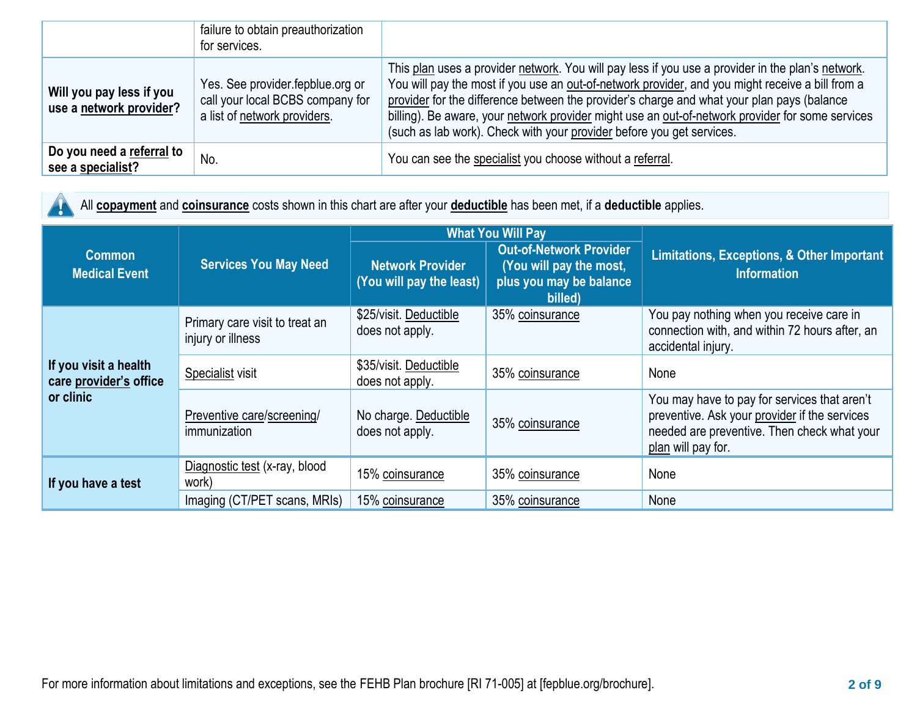| | | |
|---|---|---|
| | failure to obtain preauthorization for services. | |
| **Will you pay less if you use a network provider?** | Yes. See provider.fepblue.org or call your local BCBS company for a list of network providers. | This plan uses a provider network. You will pay less if you use a provider in the plan's network. You will pay the most if you use an out-of-network provider, and you might receive a bill from a provider for the difference between the provider's charge and what your plan pays (balance billing). Be aware, your network provider might use an out-of-network provider for some services (such as lab work). Check with your provider before you get services. |
| **Do you need a referral to see a specialist?** | No. | You can see the specialist you choose without a referral. |

All **copayment** and **coinsurance** costs shown in this chart are after your **deductible** has been met, if a **deductible** applies.

| Common Medical Event | Services You May Need | What You Will Pay | | Limitations, Exceptions, & Other Important Information |
|---|---|---|---|---|
| | | Network Provider (You will pay the least) | Out-of-Network Provider (You will pay the most, plus you may be balance billed) | |
| **If you visit a health care provider's office or clinic** | Primary care visit to treat an injury or illness | $25/visit. Deductible does not apply. | 35% coinsurance | You pay nothing when you receive care in connection with, and within 72 hours after, an accidental injury. |
| | Specialist visit | $35/visit. Deductible does not apply. | 35% coinsurance | None |
| | Preventive care/screening/ immunization | No charge. Deductible does not apply. | 35% coinsurance | You may have to pay for services that aren't preventive. Ask your provider if the services needed are preventive. Then check what your plan will pay for. |
| **If you have a test** | Diagnostic test (x-ray, blood work) | 15% coinsurance | 35% coinsurance | None |
| | Imaging (CT/PET scans, MRIs) | 15% coinsurance | 35% coinsurance | None |

For more information about limitations and exceptions, see the FEHB Plan brochure [RI 71-005] at [fepblue.org/brochure].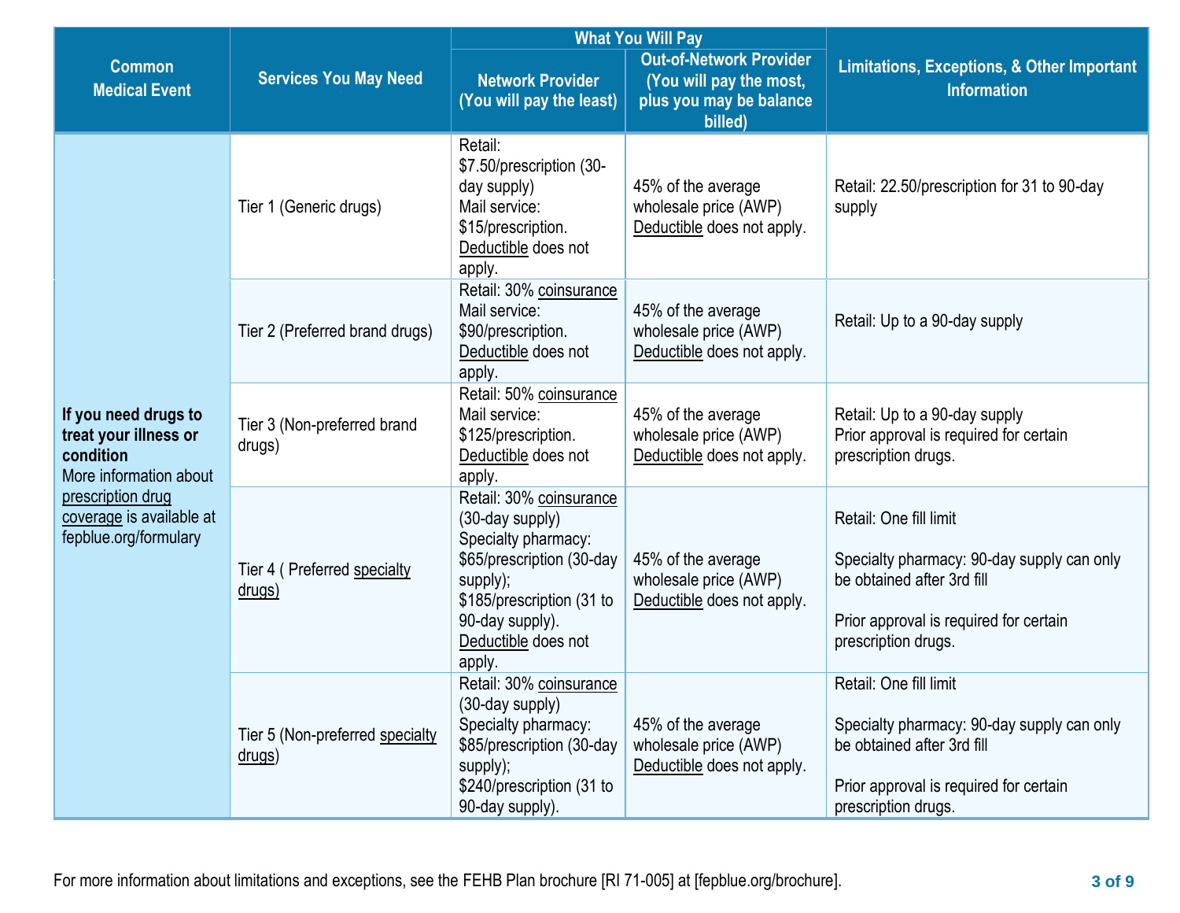| Common Medical Event | Services You May Need | What You Will Pay | | Limitations, Exceptions, & Other Important Information |
|---|---|---|---|---|
| | | Network Provider (You will pay the least) | Out-of-Network Provider (You will pay the most, plus you may be balance billed) | |
| **If you need drugs to treat your illness or condition** More information about prescription drug coverage is available at fepblue.org/formulary | Tier 1 (Generic drugs) | Retail: $7.50/prescription (30-day supply) Mail service: $15/prescription. Deductible does not apply. | 45% of the average wholesale price (AWP) Deductible does not apply. | Retail: 22.50/prescription for 31 to 90-day supply |
| | Tier 2 (Preferred brand drugs) | Retail: 30% coinsurance Mail service: $90/prescription. Deductible does not apply. | 45% of the average wholesale price (AWP) Deductible does not apply. | Retail: Up to a 90-day supply |
| | Tier 3 (Non-preferred brand drugs) | Retail: 50% coinsurance Mail service: $125/prescription. Deductible does not apply. | 45% of the average wholesale price (AWP) Deductible does not apply. | Retail: Up to a 90-day supply Prior approval is required for certain prescription drugs. |
| | Tier 4 ( Preferred specialty drugs) | Retail: 30% coinsurance (30-day supply) Specialty pharmacy: $65/prescription (30-day supply); $185/prescription (31 to 90-day supply). Deductible does not apply. | 45% of the average wholesale price (AWP) Deductible does not apply. | Retail: One fill limit<br><br>Specialty pharmacy: 90-day supply can only be obtained after 3rd fill<br><br>Prior approval is required for certain prescription drugs. |
| | Tier 5 (Non-preferred specialty drugs) | Retail: 30% coinsurance (30-day supply) Specialty pharmacy: $85/prescription (30-day supply); $240/prescription (31 to 90-day supply). | 45% of the average wholesale price (AWP) Deductible does not apply. | Retail: One fill limit<br><br>Specialty pharmacy: 90-day supply can only be obtained after 3rd fill<br><br>Prior approval is required for certain prescription drugs. |

For more information about limitations and exceptions, see the FEHB Plan brochure [RI 71-005] at [fepblue.org/brochure].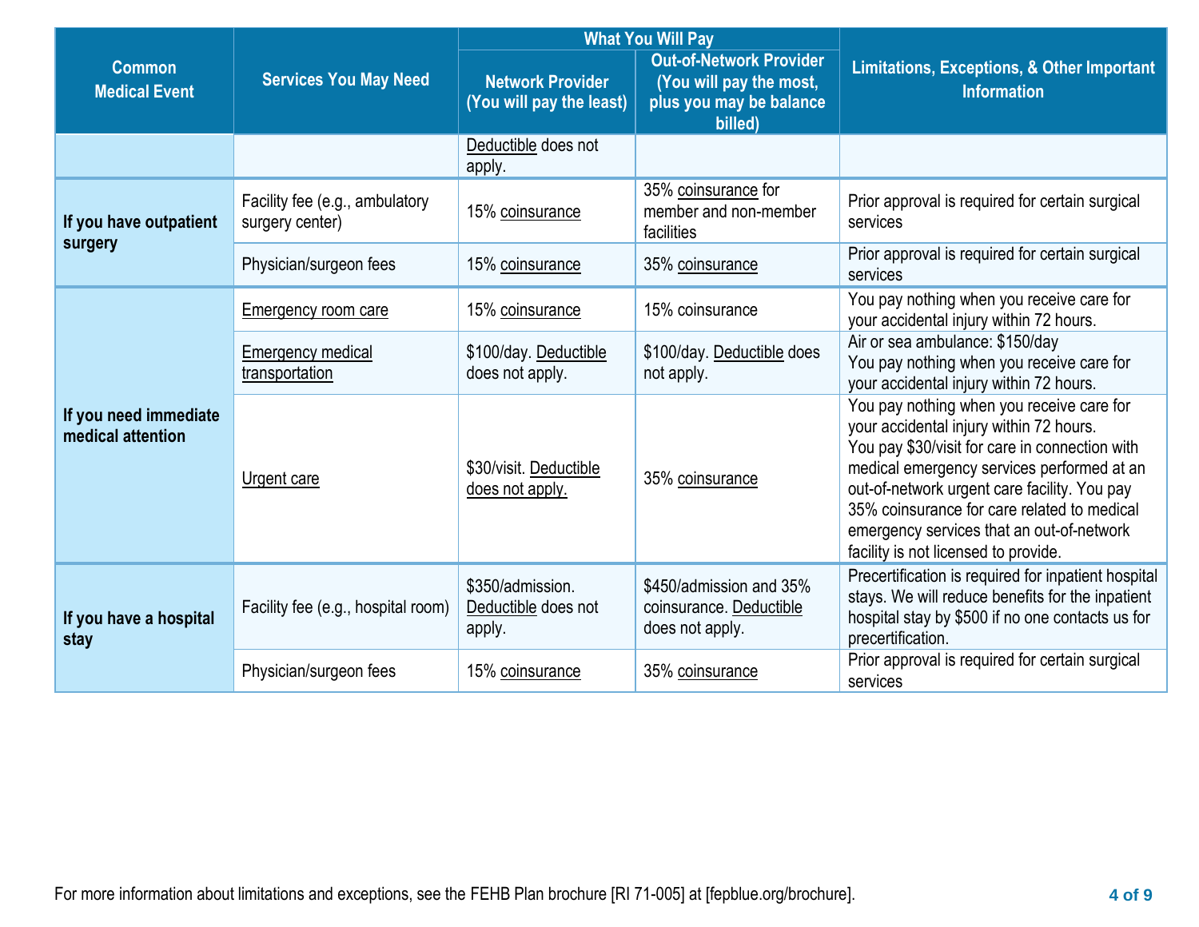| Common Medical Event | Services You May Need | What You Will Pay | | Limitations, Exceptions, & Other Important Information |
|---|---|---|---|---|
| | | Network Provider (You will pay the least) | Out-of-Network Provider (You will pay the most, plus you may be balance billed) | |
| | | Deductible does not apply. | | |
| If you have outpatient surgery | Facility fee (e.g., ambulatory surgery center) | 15% coinsurance | 35% coinsurance for member and non-member facilities | Prior approval is required for certain surgical services |
| | Physician/surgeon fees | 15% coinsurance | 35% coinsurance | Prior approval is required for certain surgical services |
| If you need immediate medical attention | Emergency room care | 15% coinsurance | 15% coinsurance | You pay nothing when you receive care for your accidental injury within 72 hours. |
| | Emergency medical transportation | $100/day. Deductible does not apply. | $100/day. Deductible does not apply. | Air or sea ambulance: $150/day<br>You pay nothing when you receive care for your accidental injury within 72 hours. |
| | Urgent care | $30/visit. Deductible does not apply. | 35% coinsurance | You pay nothing when you receive care for your accidental injury within 72 hours.<br>You pay $30/visit for care in connection with medical emergency services performed at an out-of-network urgent care facility. You pay 35% coinsurance for care related to medical emergency services that an out-of-network facility is not licensed to provide. |
| If you have a hospital stay | Facility fee (e.g., hospital room) | $350/admission. Deductible does not apply. | $450/admission and 35% coinsurance. Deductible does not apply. | Precertification is required for inpatient hospital stays. We will reduce benefits for the inpatient hospital stay by $500 if no one contacts us for precertification. |
| | Physician/surgeon fees | 15% coinsurance | 35% coinsurance | Prior approval is required for certain surgical services |

For more information about limitations and exceptions, see the FEHB Plan brochure [RI 71-005] at [fepblue.org/brochure].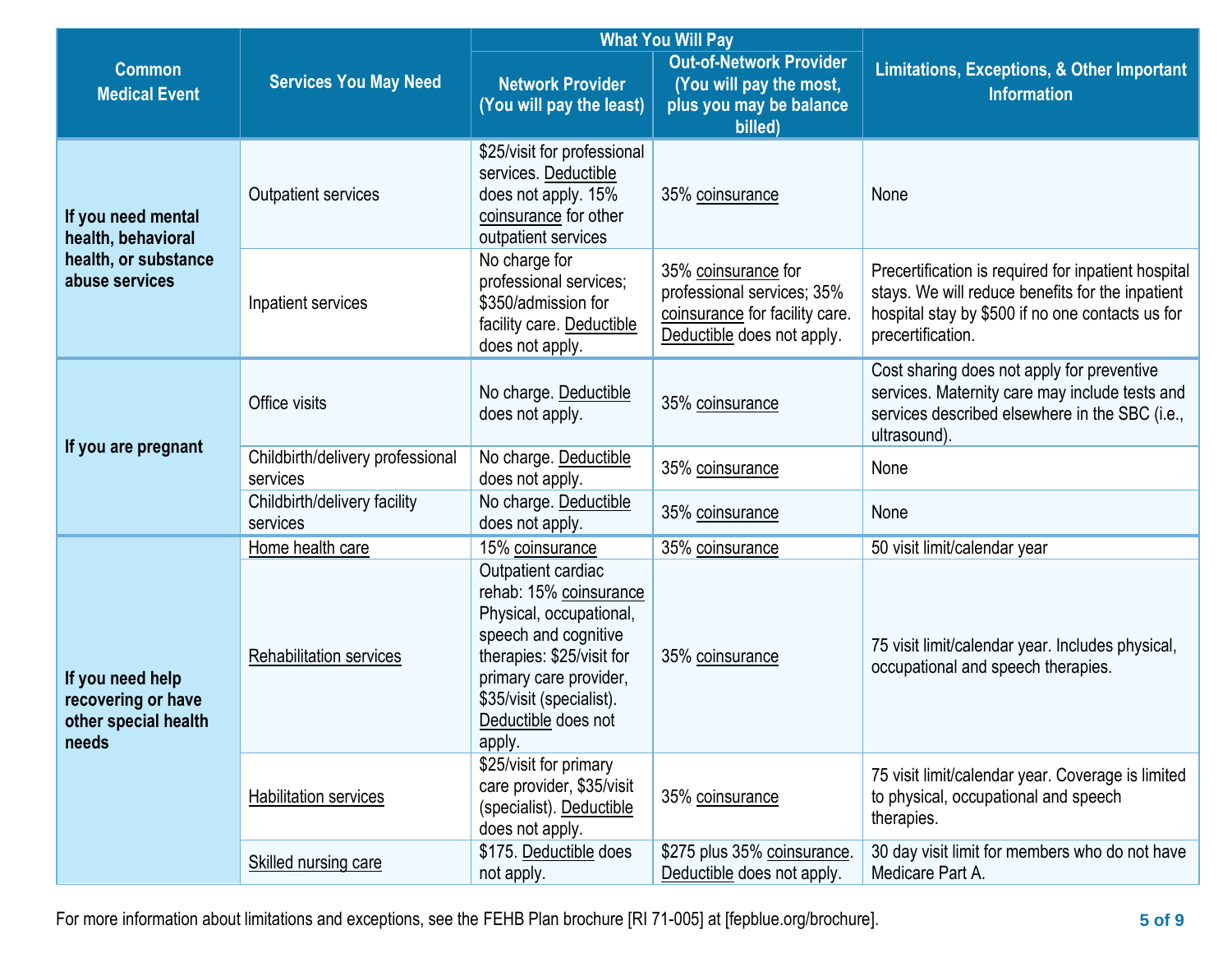| Common Medical Event | Services You May Need | What You Will Pay | | Limitations, Exceptions, & Other Important Information |
|---|---|---|---|---|
| | | Network Provider (You will pay the least) | Out-of-Network Provider (You will pay the most, plus you may be balance billed) | |
| If you need mental health, behavioral health, or substance abuse services | Outpatient services | $25/visit for professional services. Deductible does not apply. 15% coinsurance for other outpatient services | 35% coinsurance | None |
| | Inpatient services | No charge for professional services; $350/admission for facility care. Deductible does not apply. | 35% coinsurance for professional services; 35% coinsurance for facility care. Deductible does not apply. | Precertification is required for inpatient hospital stays. We will reduce benefits for the inpatient hospital stay by $500 if no one contacts us for precertification. |
| If you are pregnant | Office visits | No charge. Deductible does not apply. | 35% coinsurance | Cost sharing does not apply for preventive services. Maternity care may include tests and services described elsewhere in the SBC (i.e., ultrasound). |
| | Childbirth/delivery professional services | No charge. Deductible does not apply. | 35% coinsurance | None |
| | Childbirth/delivery facility services | No charge. Deductible does not apply. | 35% coinsurance | None |
| If you need help recovering or have other special health needs | Home health care | 15% coinsurance | 35% coinsurance | 50 visit limit/calendar year |
| | Rehabilitation services | Outpatient cardiac rehab: 15% coinsurance Physical, occupational, speech and cognitive therapies: $25/visit for primary care provider, $35/visit (specialist). Deductible does not apply. | 35% coinsurance | 75 visit limit/calendar year. Includes physical, occupational and speech therapies. |
| | Habilitation services | $25/visit for primary care provider, $35/visit (specialist). Deductible does not apply. | 35% coinsurance | 75 visit limit/calendar year. Coverage is limited to physical, occupational and speech therapies. |
| | Skilled nursing care | $175. Deductible does not apply. | $275 plus 35% coinsurance. Deductible does not apply. | 30 day visit limit for members who do not have Medicare Part A. |

For more information about limitations and exceptions, see the FEHB Plan brochure [RI 71-005] at [fepblue.org/brochure].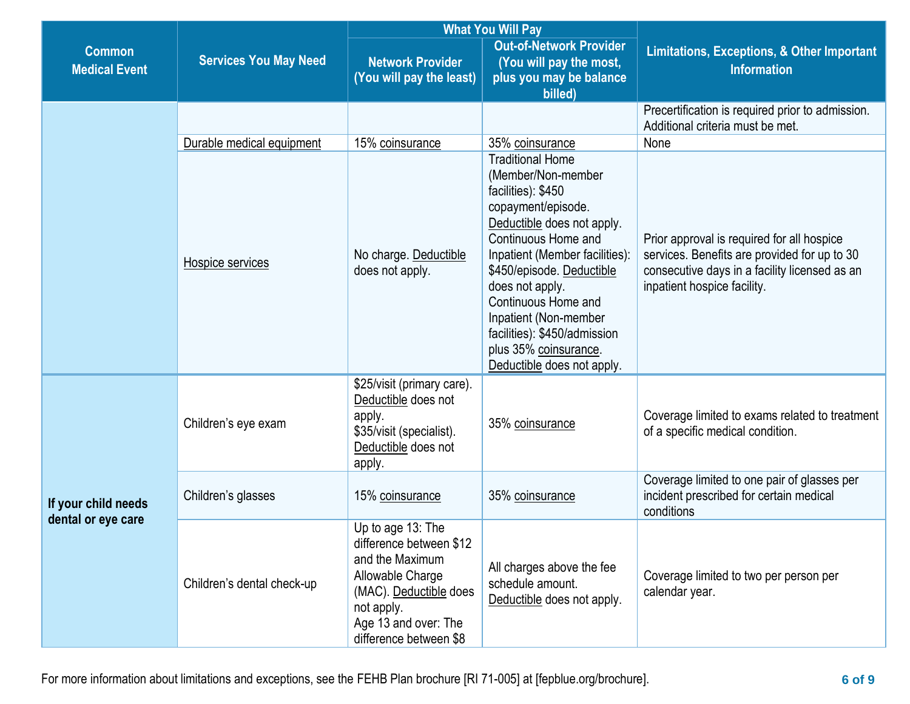| Common Medical Event | Services You May Need | What You Will Pay | | Limitations, Exceptions, & Other Important Information |
|---|---|---|---|---|
| | | Network Provider (You will pay the least) | Out-of-Network Provider (You will pay the most, plus you may be balance billed) | |
| | | | | Precertification is required prior to admission. Additional criteria must be met. |
| | Durable medical equipment | 15% coinsurance | 35% coinsurance | None |
| | Hospice services | No charge. Deductible does not apply. | Traditional Home (Member/Non-member facilities): $450 copayment/episode. Deductible does not apply. Continuous Home and Inpatient (Member facilities): $450/episode. Deductible does not apply. Continuous Home and Inpatient (Non-member facilities): $450/admission plus 35% coinsurance. Deductible does not apply. | Prior approval is required for all hospice services. Benefits are provided for up to 30 consecutive days in a facility licensed as an inpatient hospice facility. |
| **If your child needs dental or eye care** | Children's eye exam | $25/visit (primary care). Deductible does not apply. $35/visit (specialist). Deductible does not apply. | 35% coinsurance | Coverage limited to exams related to treatment of a specific medical condition. |
| | Children's glasses | 15% coinsurance | 35% coinsurance | Coverage limited to one pair of glasses per incident prescribed for certain medical conditions |
| | Children's dental check-up | Up to age 13: The difference between $12 and the Maximum Allowable Charge (MAC). Deductible does not apply. Age 13 and over: The difference between $8 | All charges above the fee schedule amount. Deductible does not apply. | Coverage limited to two per person per calendar year. |

For more information about limitations and exceptions, see the FEHB Plan brochure [RI 71-005] at [fepblue.org/brochure].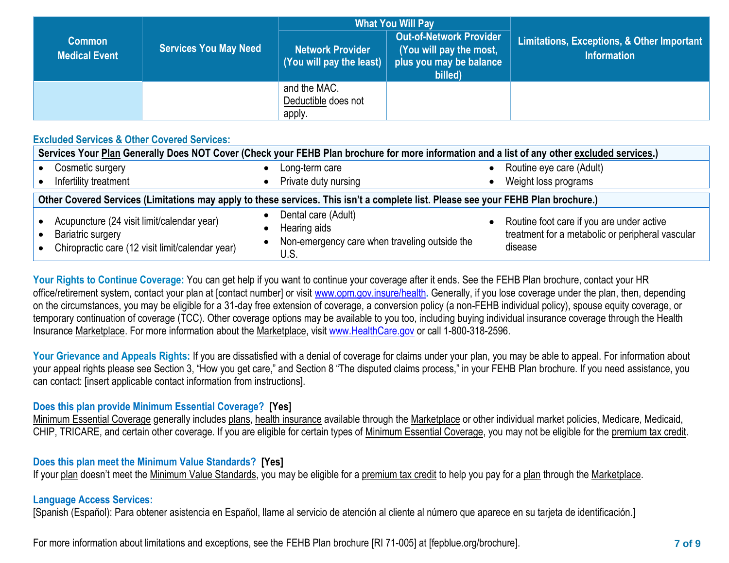| Common Medical Event | Services You May Need | What You Will Pay | | Limitations, Exceptions, & Other Important Information |
|---|---|---|---|---|
| | | Network Provider (You will pay the least) | Out-of-Network Provider (You will pay the most, plus you may be balance billed) | |
| | | and the MAC. Deductible does not apply. | | |

### Excluded Services & Other Covered Services:

**Services Your Plan Generally Does NOT Cover (Check your FEHB Plan brochure for more information and a list of any other excluded services.)**

- Cosmetic surgery
- Infertility treatment
- Long-term care
- Private duty nursing
- Routine eye care (Adult)
- Weight loss programs

**Other Covered Services (Limitations may apply to these services. This isn't a complete list. Please see your FEHB Plan brochure.)**

- Acupuncture (24 visit limit/calendar year)
- Bariatric surgery
- Chiropractic care (12 visit limit/calendar year)
- Dental care (Adult)
- Hearing aids
- Non-emergency care when traveling outside the U.S.
- Routine foot care if you are under active treatment for a metabolic or peripheral vascular disease

**Your Rights to Continue Coverage:** You can get help if you want to continue your coverage after it ends. See the FEHB Plan brochure, contact your HR office/retirement system, contact your plan at [contact number] or visit www.opm.gov.insure/health. Generally, if you lose coverage under the plan, then, depending on the circumstances, you may be eligible for a 31-day free extension of coverage, a conversion policy (a non-FEHB individual policy), spouse equity coverage, or temporary continuation of coverage (TCC). Other coverage options may be available to you too, including buying individual insurance coverage through the Health Insurance Marketplace. For more information about the Marketplace, visit www.HealthCare.gov or call 1-800-318-2596.

**Your Grievance and Appeals Rights:** If you are dissatisfied with a denial of coverage for claims under your plan, you may be able to appeal. For information about your appeal rights please see Section 3, "How you get care," and Section 8 "The disputed claims process," in your FEHB Plan brochure. If you need assistance, you can contact: [insert applicable contact information from instructions].

**Does this plan provide Minimum Essential Coverage? [Yes]**

Minimum Essential Coverage generally includes plans, health insurance available through the Marketplace or other individual market policies, Medicare, Medicaid, CHIP, TRICARE, and certain other coverage. If you are eligible for certain types of Minimum Essential Coverage, you may not be eligible for the premium tax credit.

**Does this plan meet the Minimum Value Standards? [Yes]**

If your plan doesn't meet the Minimum Value Standards, you may be eligible for a premium tax credit to help you pay for a plan through the Marketplace.

**Language Access Services:**

[Spanish (Español): Para obtener asistencia en Español, llame al servicio de atención al cliente al número que aparece en su tarjeta de identificación.]

For more information about limitations and exceptions, see the FEHB Plan brochure [RI 71-005] at [fepblue.org/brochure].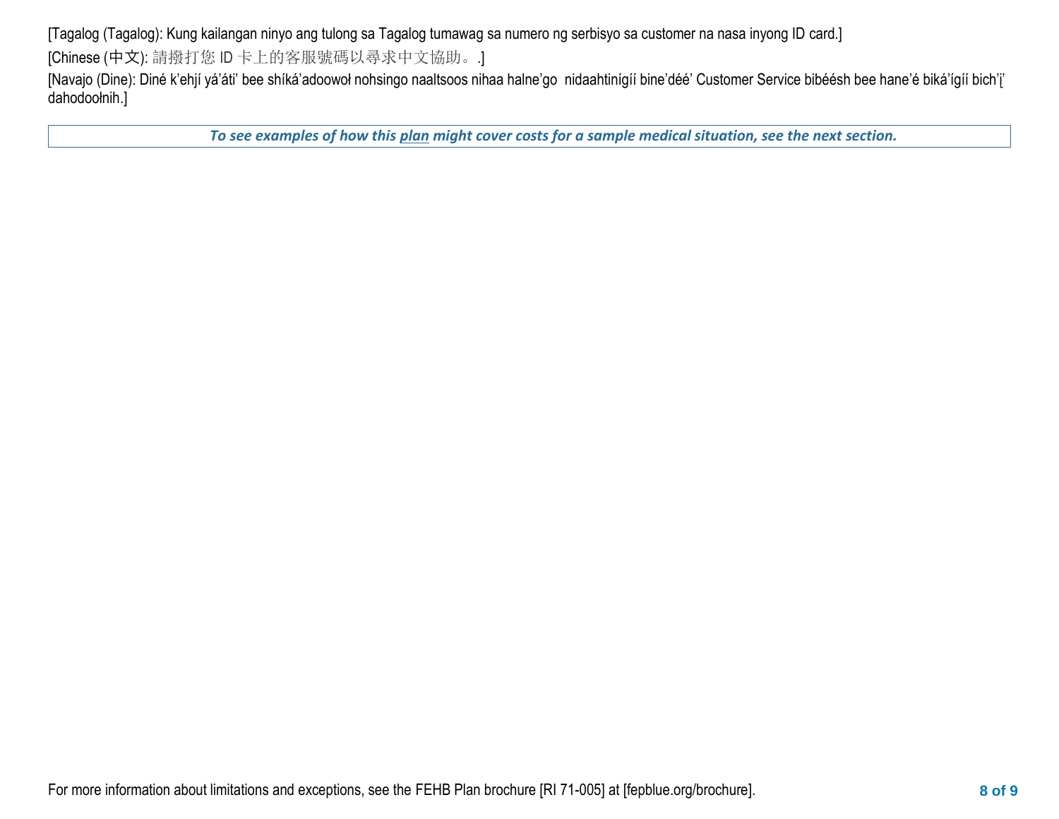[Tagalog (Tagalog): Kung kailangan ninyo ang tulong sa Tagalog tumawag sa numero ng serbisyo sa customer na nasa inyong ID card.]

[Chinese (中文): 請撥打您 ID 卡上的客服號碼以尋求中文協助。.]

[Navajo (Dine): Diné k'ehjí yá'áti' bee shíká'adoowoł nohsingo naaltsoos nihaa halne'go nidaahtinígíí bine'déé' Customer Service bibéésh bee hane'é biká'ígíí bich'į' dahodoołnih.]

***To see examples of how this plan might cover costs for a sample medical situation, see the next section.***

For more information about limitations and exceptions, see the FEHB Plan brochure [RI 71-005] at [fepblue.org/brochure].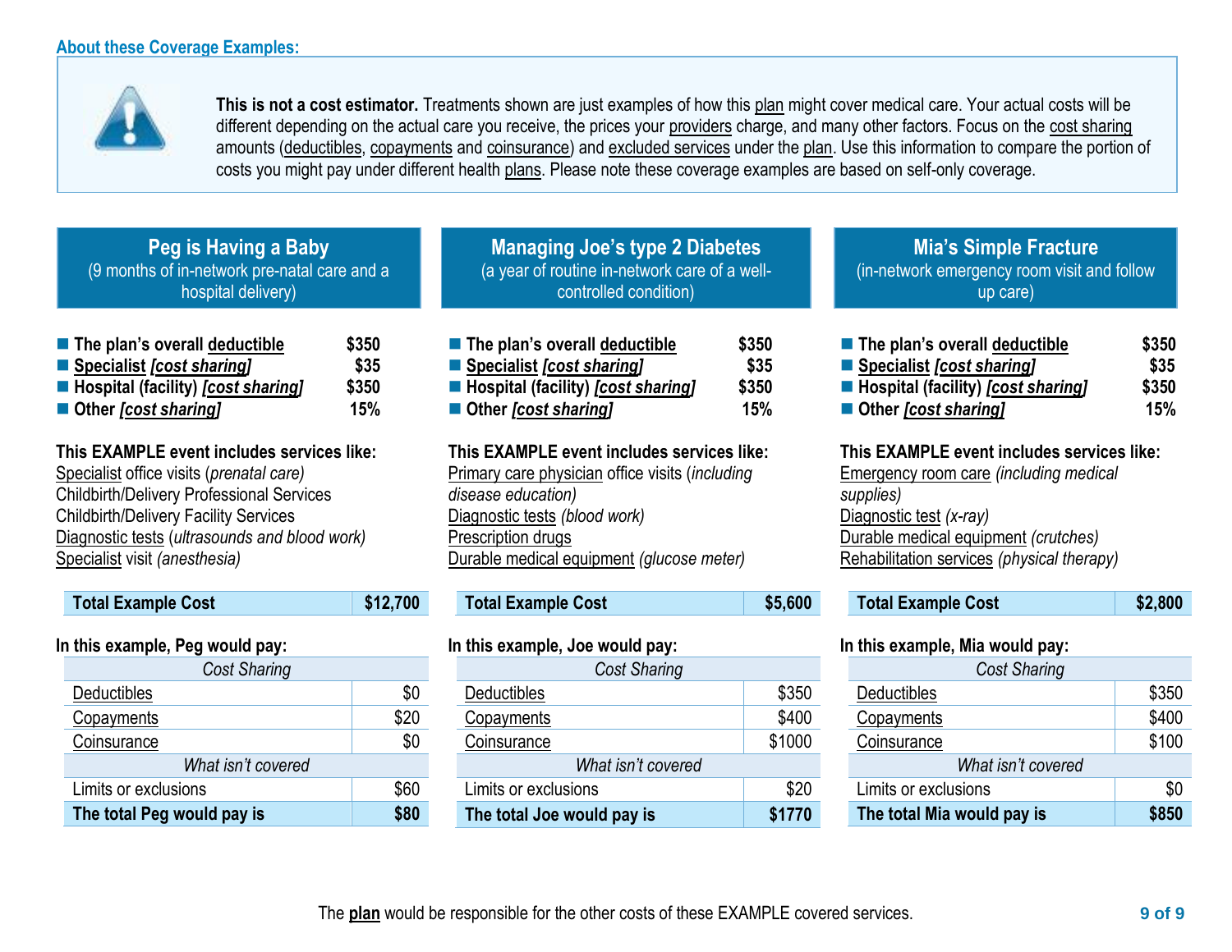**About these Coverage Examples:**

**This is not a cost estimator.** Treatments shown are just examples of how this plan might cover medical care. Your actual costs will be different depending on the actual care you receive, the prices your providers charge, and many other factors. Focus on the cost sharing amounts (deductibles, copayments and coinsurance) and excluded services under the plan. Use this information to compare the portion of costs you might pay under different health plans. Please note these coverage examples are based on self-only coverage.

## Peg is Having a Baby

(9 months of in-network pre-natal care and a hospital delivery)

- **The plan's overall deductible** **$350**
- **Specialist *[cost sharing]*** **$35**
- **Hospital (facility) *[cost sharing]*** **$350**
- **Other *[cost sharing]*** **15%**

**This EXAMPLE event includes services like:**
Specialist office visits (*prenatal care)*
Childbirth/Delivery Professional Services
Childbirth/Delivery Facility Services
Diagnostic tests (*ultrasounds and blood work)*
Specialist visit *(anesthesia)*

| **Total Example Cost** | **$12,700** |
|---|---|

**In this example, Peg would pay:**

| *Cost Sharing* | |
|---|---|
| Deductibles | $0 |
| Copayments | $20 |
| Coinsurance | $0 |
| *What isn't covered* | |
| Limits or exclusions | $60 |
| **The total Peg would pay is** | **$80** |

## Managing Joe's type 2 Diabetes

(a year of routine in-network care of a well-controlled condition)

- **The plan's overall deductible** **$350**
- **Specialist *[cost sharing]*** **$35**
- **Hospital (facility) *[cost sharing]*** **$350**
- **Other *[cost sharing]*** **15%**

**This EXAMPLE event includes services like:**
Primary care physician office visits (*including disease education)*
Diagnostic tests *(blood work)*
Prescription drugs
Durable medical equipment *(glucose meter)*

| **Total Example Cost** | **$5,600** |
|---|---|

**In this example, Joe would pay:**

| *Cost Sharing* | |
|---|---|
| Deductibles | $350 |
| Copayments | $400 |
| Coinsurance | $1000 |
| *What isn't covered* | |
| Limits or exclusions | $20 |
| **The total Joe would pay is** | **$1770** |

## Mia's Simple Fracture

(in-network emergency room visit and follow up care)

- **The plan's overall deductible** **$350**
- **Specialist *[cost sharing]*** **$35**
- **Hospital (facility) *[cost sharing]*** **$350**
- **Other *[cost sharing]*** **15%**

**This EXAMPLE event includes services like:**
Emergency room care *(including medical supplies)*
Diagnostic test *(x-ray)*
Durable medical equipment *(crutches)*
Rehabilitation services *(physical therapy)*

| **Total Example Cost** | **$2,800** |
|---|---|

**In this example, Mia would pay:**

| *Cost Sharing* | |
|---|---|
| Deductibles | $350 |
| Copayments | $400 |
| Coinsurance | $100 |
| *What isn't covered* | |
| Limits or exclusions | $0 |
| **The total Mia would pay is** | **$850** |

The **plan** would be responsible for the other costs of these EXAMPLE covered services.